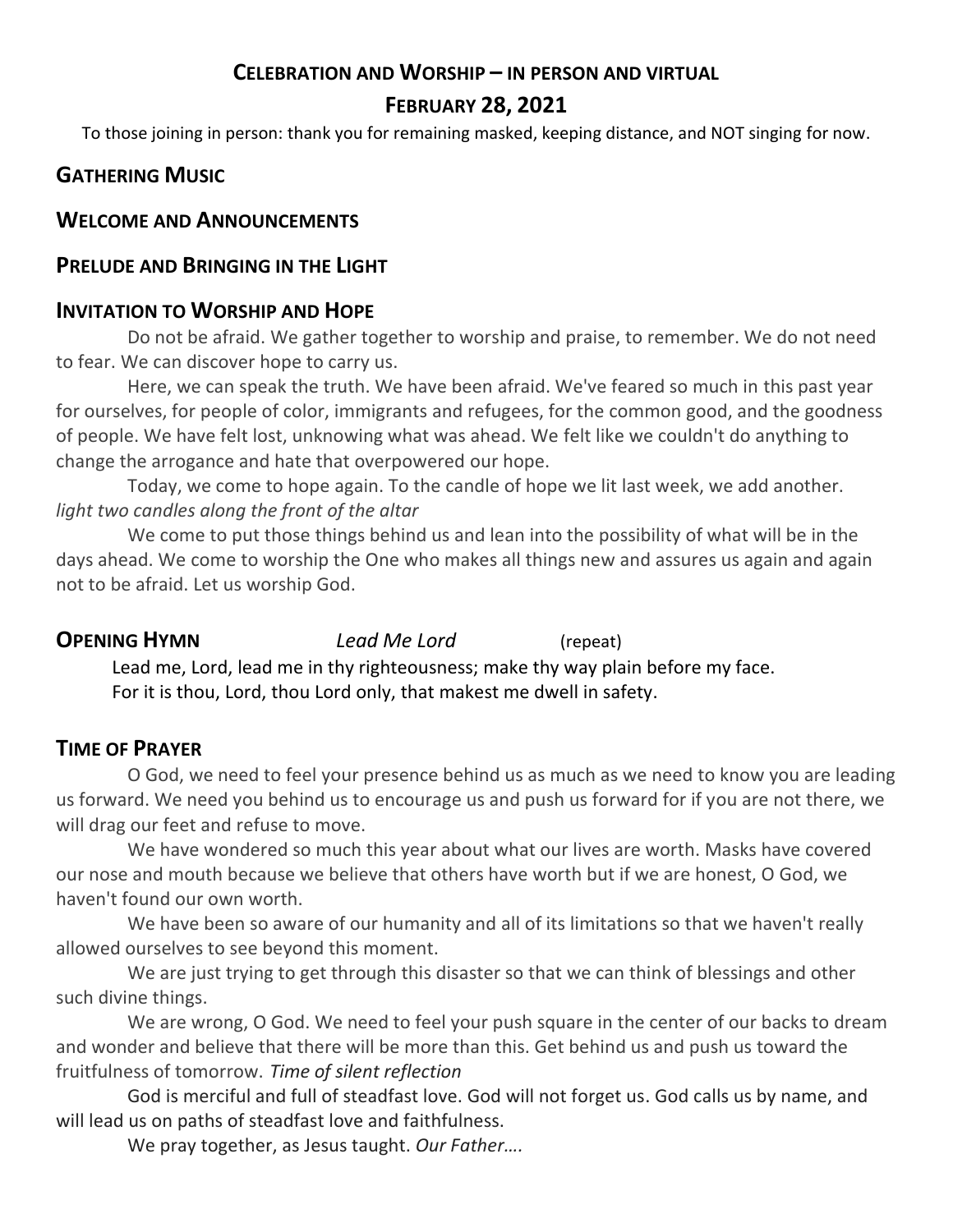## CELEBRATION AND WORSHIP – IN PERSON AND VIRTUAL

## FEBRUARY 28, 2021

To those joining in person: thank you for remaining masked, keeping distance, and NOT singing for now.

### GATHERING MUSIC

### WELCOME AND ANNOUNCEMENTS

### PRELUDE AND BRINGING IN THE LIGHT

### INVITATION TO WORSHIP AND HOPE

Do not be afraid. We gather together to worship and praise, to remember. We do not need to fear. We can discover hope to carry us.

Here, we can speak the truth. We have been afraid. We've feared so much in this past year for ourselves, for people of color, immigrants and refugees, for the common good, and the goodness of people. We have felt lost, unknowing what was ahead. We felt like we couldn't do anything to change the arrogance and hate that overpowered our hope.

Today, we come to hope again. To the candle of hope we lit last week, we add another.
*light two candles along the front of the altar*

We come to put those things behind us and lean into the possibility of what will be in the days ahead. We come to worship the One who makes all things new and assures us again and again not to be afraid. Let us worship God.

### OPENING HYMN *Lead Me Lord* (repeat)

Lead me, Lord, lead me in thy righteousness; make thy way plain before my face.
For it is thou, Lord, thou Lord only, that makest me dwell in safety.

### TIME OF PRAYER

O God, we need to feel your presence behind us as much as we need to know you are leading us forward. We need you behind us to encourage us and push us forward for if you are not there, we will drag our feet and refuse to move.

We have wondered so much this year about what our lives are worth. Masks have covered our nose and mouth because we believe that others have worth but if we are honest, O God, we haven't found our own worth.

We have been so aware of our humanity and all of its limitations so that we haven't really allowed ourselves to see beyond this moment.

We are just trying to get through this disaster so that we can think of blessings and other such divine things.

We are wrong, O God. We need to feel your push square in the center of our backs to dream and wonder and believe that there will be more than this. Get behind us and push us toward the fruitfulness of tomorrow. *Time of silent reflection*

God is merciful and full of steadfast love. God will not forget us. God calls us by name, and will lead us on paths of steadfast love and faithfulness.

We pray together, as Jesus taught. *Our Father….*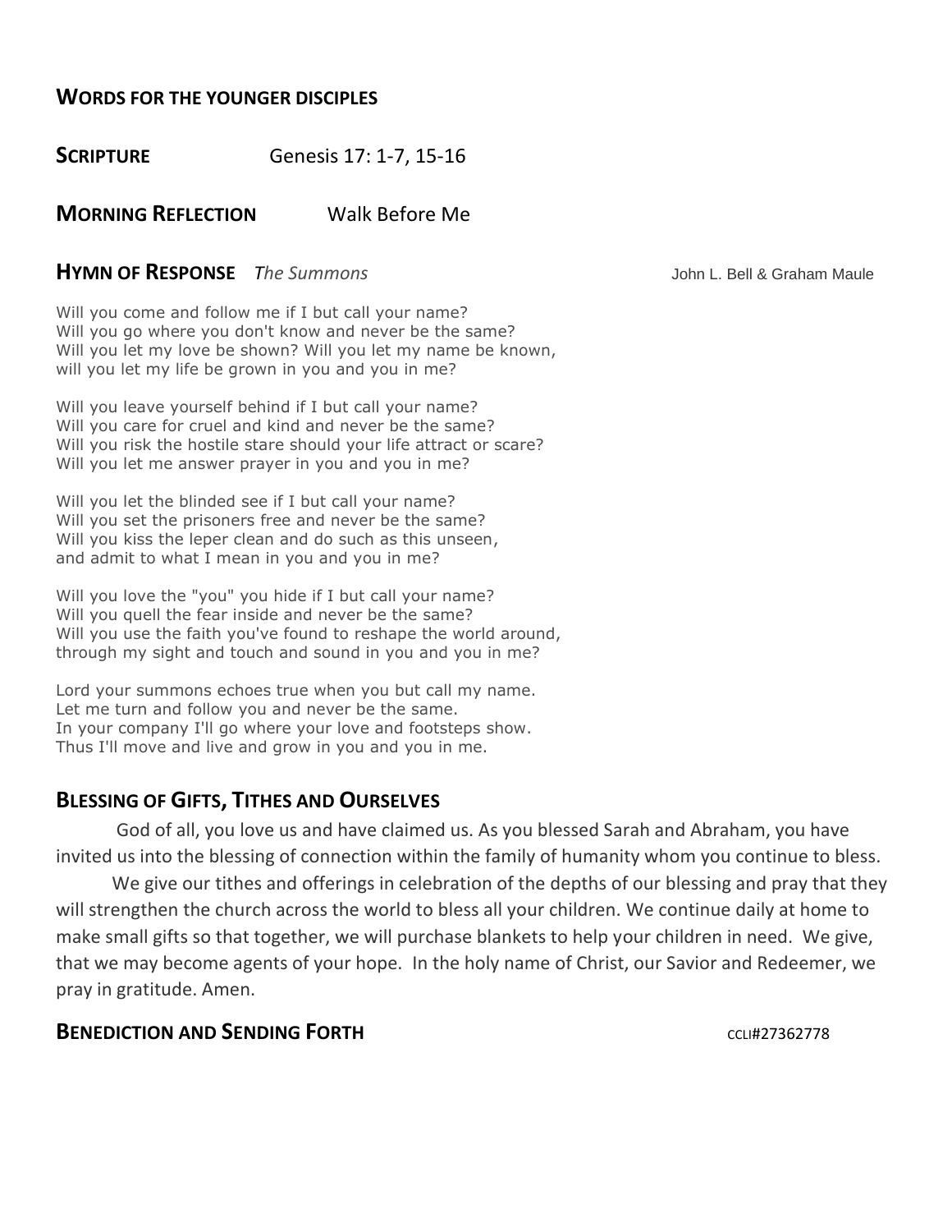## WORDS FOR THE YOUNGER DISCIPLES

## SCRIPTURE Genesis 17: 1-7, 15-16

## MORNING REFLECTION Walk Before Me

## HYMN OF RESPONSE *The Summons*

John L. Bell & Graham Maule

Will you come and follow me if I but call your name?
Will you go where you don't know and never be the same?
Will you let my love be shown? Will you let my name be known,
will you let my life be grown in you and you in me?

Will you leave yourself behind if I but call your name?
Will you care for cruel and kind and never be the same?
Will you risk the hostile stare should your life attract or scare?
Will you let me answer prayer in you and you in me?

Will you let the blinded see if I but call your name?
Will you set the prisoners free and never be the same?
Will you kiss the leper clean and do such as this unseen,
and admit to what I mean in you and you in me?

Will you love the "you" you hide if I but call your name?
Will you quell the fear inside and never be the same?
Will you use the faith you've found to reshape the world around,
through my sight and touch and sound in you and you in me?

Lord your summons echoes true when you but call my name.
Let me turn and follow you and never be the same.
In your company I'll go where your love and footsteps show.
Thus I'll move and live and grow in you and you in me.

## BLESSING OF GIFTS, TITHES AND OURSELVES

God of all, you love us and have claimed us. As you blessed Sarah and Abraham, you have invited us into the blessing of connection within the family of humanity whom you continue to bless.

We give our tithes and offerings in celebration of the depths of our blessing and pray that they will strengthen the church across the world to bless all your children. We continue daily at home to make small gifts so that together, we will purchase blankets to help your children in need. We give, that we may become agents of your hope. In the holy name of Christ, our Savior and Redeemer, we pray in gratitude. Amen.

## BENEDICTION AND SENDING FORTH

CCLI#27362778